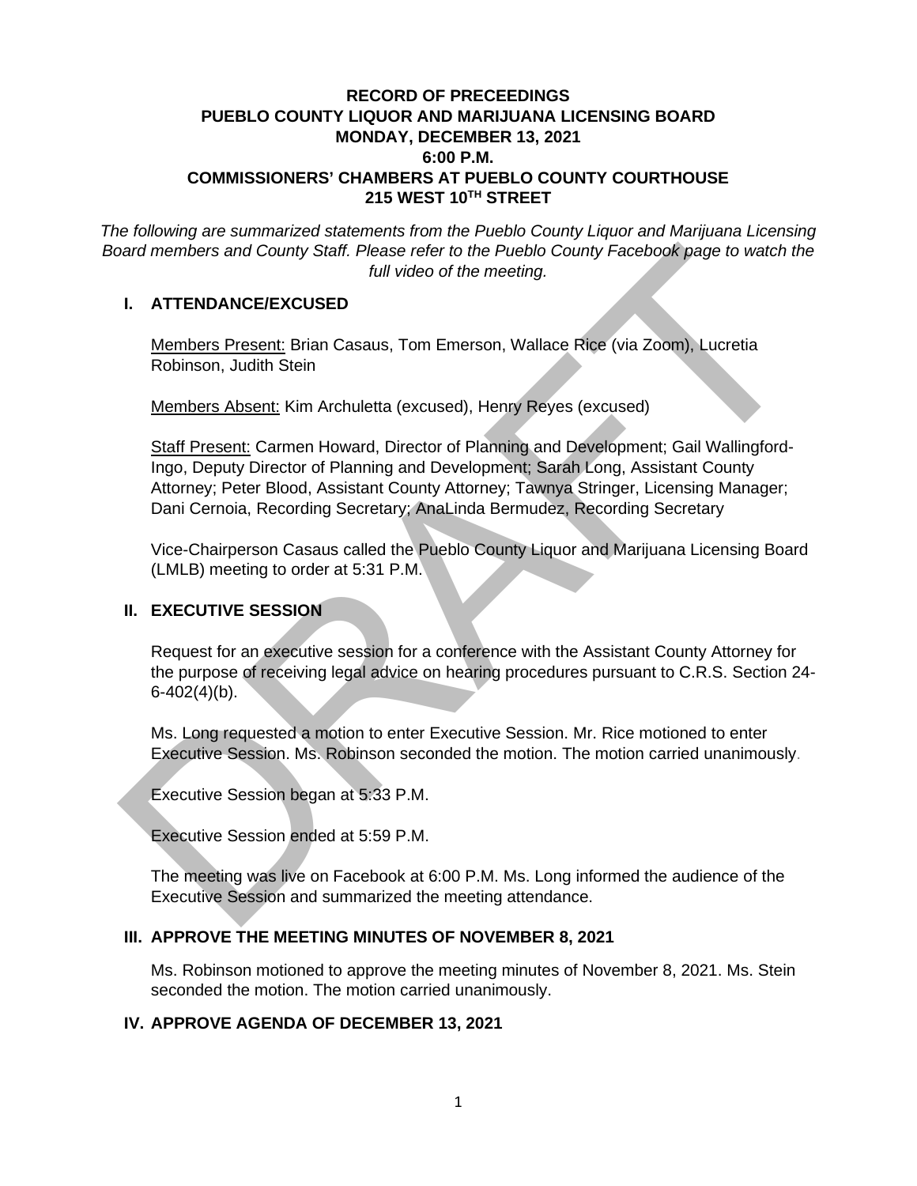# RECORD OF PRECEEDINGS
# PUEBLO COUNTY LIQUOR AND MARIJUANA LICENSING BOARD
# MONDAY, DECEMBER 13, 2021
# 6:00 P.M.
# COMMISSIONERS' CHAMBERS AT PUEBLO COUNTY COURTHOUSE
# 215 WEST 10TH STREET

*The following are summarized statements from the Pueblo County Liquor and Marijuana Licensing Board members and County Staff. Please refer to the Pueblo County Facebook page to watch the full video of the meeting.*

## I. ATTENDANCE/EXCUSED

Members Present: Brian Casaus, Tom Emerson, Wallace Rice (via Zoom), Lucretia Robinson, Judith Stein

Members Absent: Kim Archuletta (excused), Henry Reyes (excused)

Staff Present: Carmen Howard, Director of Planning and Development; Gail Wallingford-Ingo, Deputy Director of Planning and Development; Sarah Long, Assistant County Attorney; Peter Blood, Assistant County Attorney; Tawnya Stringer, Licensing Manager; Dani Cernoia, Recording Secretary; AnaLinda Bermudez, Recording Secretary

Vice-Chairperson Casaus called the Pueblo County Liquor and Marijuana Licensing Board (LMLB) meeting to order at 5:31 P.M.

## II. EXECUTIVE SESSION

Request for an executive session for a conference with the Assistant County Attorney for the purpose of receiving legal advice on hearing procedures pursuant to C.R.S. Section 24-6-402(4)(b).

Ms. Long requested a motion to enter Executive Session. Mr. Rice motioned to enter Executive Session. Ms. Robinson seconded the motion. The motion carried unanimously.

Executive Session began at 5:33 P.M.

Executive Session ended at 5:59 P.M.

The meeting was live on Facebook at 6:00 P.M. Ms. Long informed the audience of the Executive Session and summarized the meeting attendance.

## III. APPROVE THE MEETING MINUTES OF NOVEMBER 8, 2021

Ms. Robinson motioned to approve the meeting minutes of November 8, 2021. Ms. Stein seconded the motion. The motion carried unanimously.

## IV. APPROVE AGENDA OF DECEMBER 13, 2021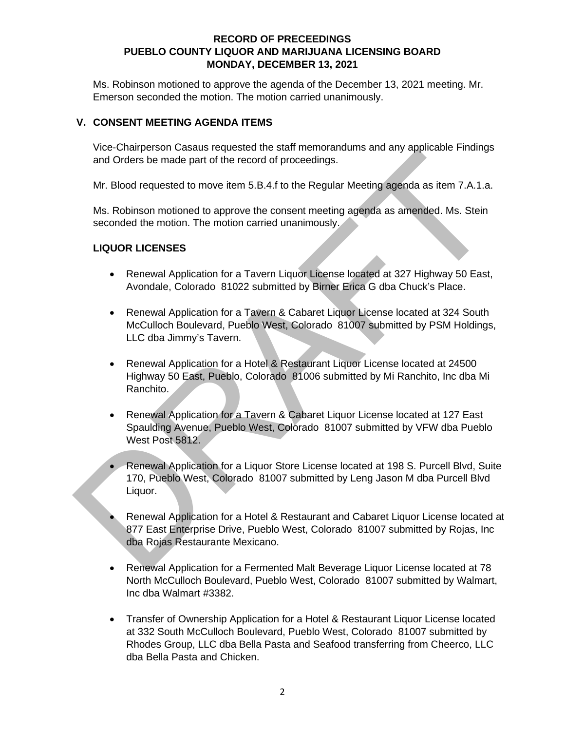**RECORD OF PRECEEDINGS**
**PUEBLO COUNTY LIQUOR AND MARIJUANA LICENSING BOARD**
**MONDAY, DECEMBER 13, 2021**

Ms. Robinson motioned to approve the agenda of the December 13, 2021 meeting. Mr. Emerson seconded the motion. The motion carried unanimously.

## V. CONSENT MEETING AGENDA ITEMS

Vice-Chairperson Casaus requested the staff memorandums and any applicable Findings and Orders be made part of the record of proceedings.

Mr. Blood requested to move item 5.B.4.f to the Regular Meeting agenda as item 7.A.1.a.

Ms. Robinson motioned to approve the consent meeting agenda as amended. Ms. Stein seconded the motion. The motion carried unanimously.

### LIQUOR LICENSES

- Renewal Application for a Tavern Liquor License located at 327 Highway 50 East, Avondale, Colorado 81022 submitted by Birner Erica G dba Chuck's Place.
- Renewal Application for a Tavern & Cabaret Liquor License located at 324 South McCulloch Boulevard, Pueblo West, Colorado 81007 submitted by PSM Holdings, LLC dba Jimmy's Tavern.
- Renewal Application for a Hotel & Restaurant Liquor License located at 24500 Highway 50 East, Pueblo, Colorado 81006 submitted by Mi Ranchito, Inc dba Mi Ranchito.
- Renewal Application for a Tavern & Cabaret Liquor License located at 127 East Spaulding Avenue, Pueblo West, Colorado 81007 submitted by VFW dba Pueblo West Post 5812.
- Renewal Application for a Liquor Store License located at 198 S. Purcell Blvd, Suite 170, Pueblo West, Colorado 81007 submitted by Leng Jason M dba Purcell Blvd Liquor.
- Renewal Application for a Hotel & Restaurant and Cabaret Liquor License located at 877 East Enterprise Drive, Pueblo West, Colorado 81007 submitted by Rojas, Inc dba Rojas Restaurante Mexicano.
- Renewal Application for a Fermented Malt Beverage Liquor License located at 78 North McCulloch Boulevard, Pueblo West, Colorado 81007 submitted by Walmart, Inc dba Walmart #3382.
- Transfer of Ownership Application for a Hotel & Restaurant Liquor License located at 332 South McCulloch Boulevard, Pueblo West, Colorado 81007 submitted by Rhodes Group, LLC dba Bella Pasta and Seafood transferring from Cheerco, LLC dba Bella Pasta and Chicken.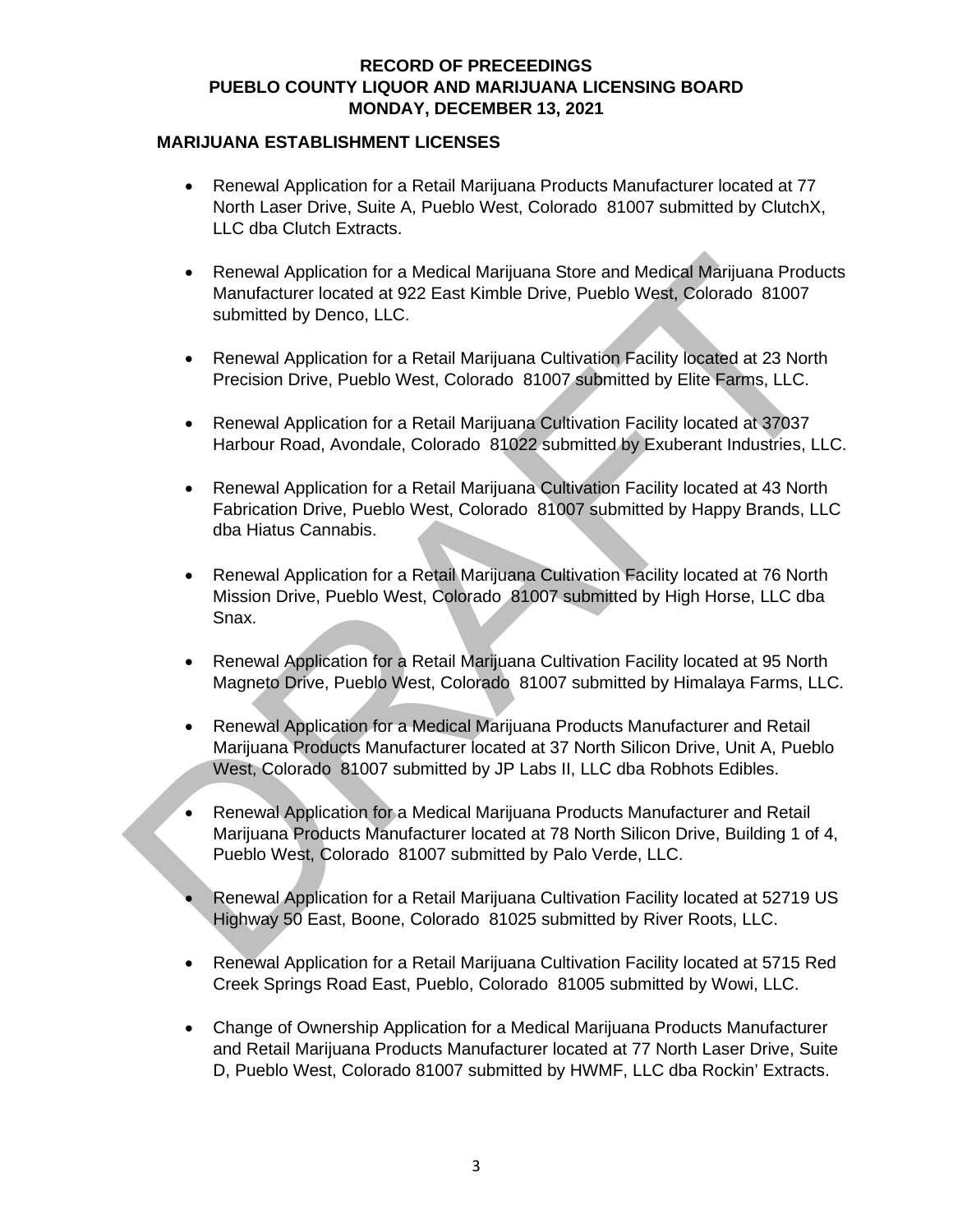**RECORD OF PRECEEDINGS**
**PUEBLO COUNTY LIQUOR AND MARIJUANA LICENSING BOARD**
**MONDAY, DECEMBER 13, 2021**

**MARIJUANA ESTABLISHMENT LICENSES**

- Renewal Application for a Retail Marijuana Products Manufacturer located at 77 North Laser Drive, Suite A, Pueblo West, Colorado 81007 submitted by ClutchX, LLC dba Clutch Extracts.

- Renewal Application for a Medical Marijuana Store and Medical Marijuana Products Manufacturer located at 922 East Kimble Drive, Pueblo West, Colorado 81007 submitted by Denco, LLC.

- Renewal Application for a Retail Marijuana Cultivation Facility located at 23 North Precision Drive, Pueblo West, Colorado 81007 submitted by Elite Farms, LLC.

- Renewal Application for a Retail Marijuana Cultivation Facility located at 37037 Harbour Road, Avondale, Colorado 81022 submitted by Exuberant Industries, LLC.

- Renewal Application for a Retail Marijuana Cultivation Facility located at 43 North Fabrication Drive, Pueblo West, Colorado 81007 submitted by Happy Brands, LLC dba Hiatus Cannabis.

- Renewal Application for a Retail Marijuana Cultivation Facility located at 76 North Mission Drive, Pueblo West, Colorado 81007 submitted by High Horse, LLC dba Snax.

- Renewal Application for a Retail Marijuana Cultivation Facility located at 95 North Magneto Drive, Pueblo West, Colorado 81007 submitted by Himalaya Farms, LLC.

- Renewal Application for a Medical Marijuana Products Manufacturer and Retail Marijuana Products Manufacturer located at 37 North Silicon Drive, Unit A, Pueblo West, Colorado 81007 submitted by JP Labs II, LLC dba Robhots Edibles.

- Renewal Application for a Medical Marijuana Products Manufacturer and Retail Marijuana Products Manufacturer located at 78 North Silicon Drive, Building 1 of 4, Pueblo West, Colorado 81007 submitted by Palo Verde, LLC.

- Renewal Application for a Retail Marijuana Cultivation Facility located at 52719 US Highway 50 East, Boone, Colorado 81025 submitted by River Roots, LLC.

- Renewal Application for a Retail Marijuana Cultivation Facility located at 5715 Red Creek Springs Road East, Pueblo, Colorado 81005 submitted by Wowi, LLC.

- Change of Ownership Application for a Medical Marijuana Products Manufacturer and Retail Marijuana Products Manufacturer located at 77 North Laser Drive, Suite D, Pueblo West, Colorado 81007 submitted by HWMF, LLC dba Rockin' Extracts.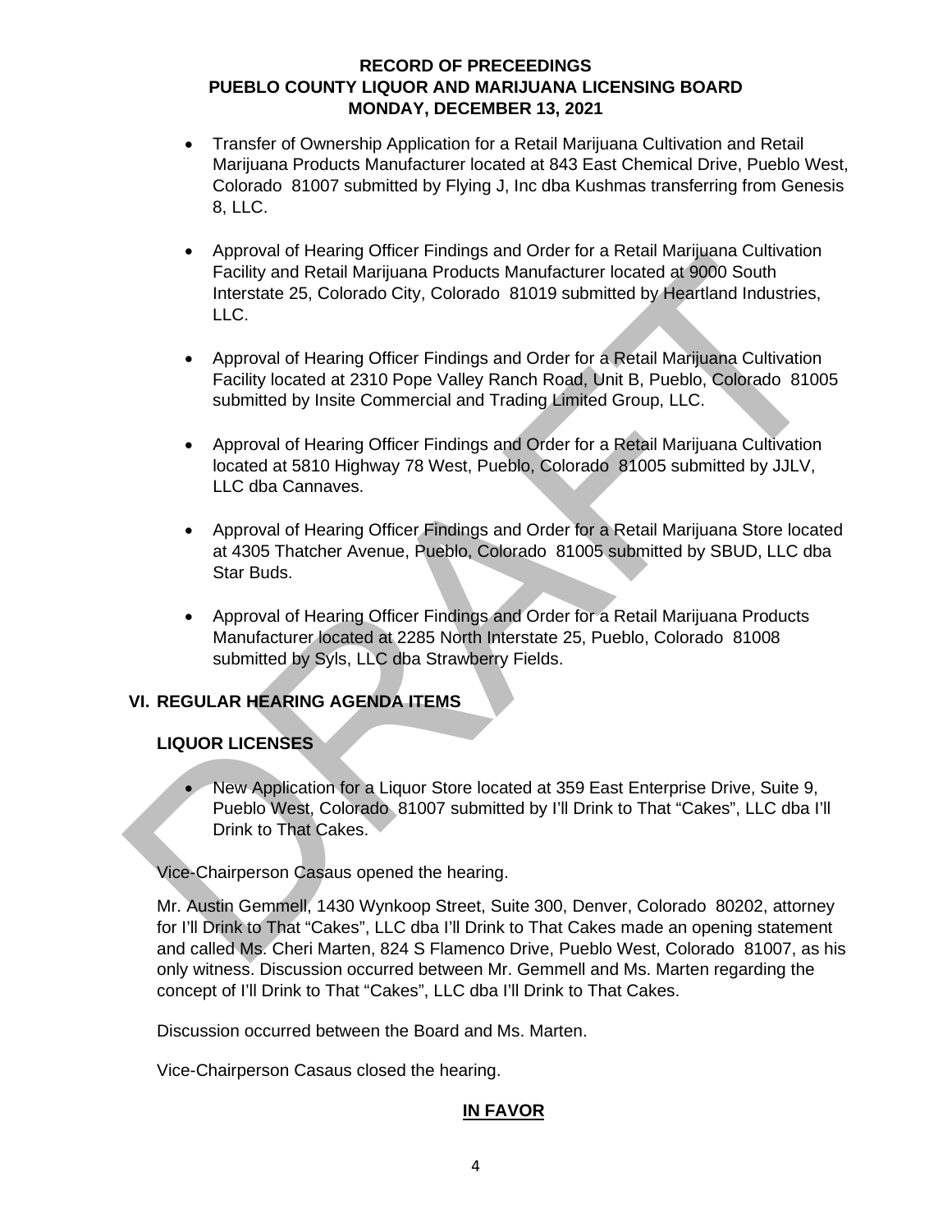- Transfer of Ownership Application for a Retail Marijuana Cultivation and Retail Marijuana Products Manufacturer located at 843 East Chemical Drive, Pueblo West, Colorado 81007 submitted by Flying J, Inc dba Kushmas transferring from Genesis 8, LLC.

- Approval of Hearing Officer Findings and Order for a Retail Marijuana Cultivation Facility and Retail Marijuana Products Manufacturer located at 9000 South Interstate 25, Colorado City, Colorado 81019 submitted by Heartland Industries, LLC.

- Approval of Hearing Officer Findings and Order for a Retail Marijuana Cultivation Facility located at 2310 Pope Valley Ranch Road, Unit B, Pueblo, Colorado 81005 submitted by Insite Commercial and Trading Limited Group, LLC.

- Approval of Hearing Officer Findings and Order for a Retail Marijuana Cultivation located at 5810 Highway 78 West, Pueblo, Colorado 81005 submitted by JJLV, LLC dba Cannaves.

- Approval of Hearing Officer Findings and Order for a Retail Marijuana Store located at 4305 Thatcher Avenue, Pueblo, Colorado 81005 submitted by SBUD, LLC dba Star Buds.

- Approval of Hearing Officer Findings and Order for a Retail Marijuana Products Manufacturer located at 2285 North Interstate 25, Pueblo, Colorado 81008 submitted by Syls, LLC dba Strawberry Fields.

## VI. REGULAR HEARING AGENDA ITEMS

### LIQUOR LICENSES

- New Application for a Liquor Store located at 359 East Enterprise Drive, Suite 9, Pueblo West, Colorado 81007 submitted by I'll Drink to That "Cakes", LLC dba I'll Drink to That Cakes.

Vice-Chairperson Casaus opened the hearing.

Mr. Austin Gemmell, 1430 Wynkoop Street, Suite 300, Denver, Colorado 80202, attorney for I'll Drink to That "Cakes", LLC dba I'll Drink to That Cakes made an opening statement and called Ms. Cheri Marten, 824 S Flamenco Drive, Pueblo West, Colorado 81007, as his only witness. Discussion occurred between Mr. Gemmell and Ms. Marten regarding the concept of I'll Drink to That "Cakes", LLC dba I'll Drink to That Cakes.

Discussion occurred between the Board and Ms. Marten.

Vice-Chairperson Casaus closed the hearing.

**IN FAVOR**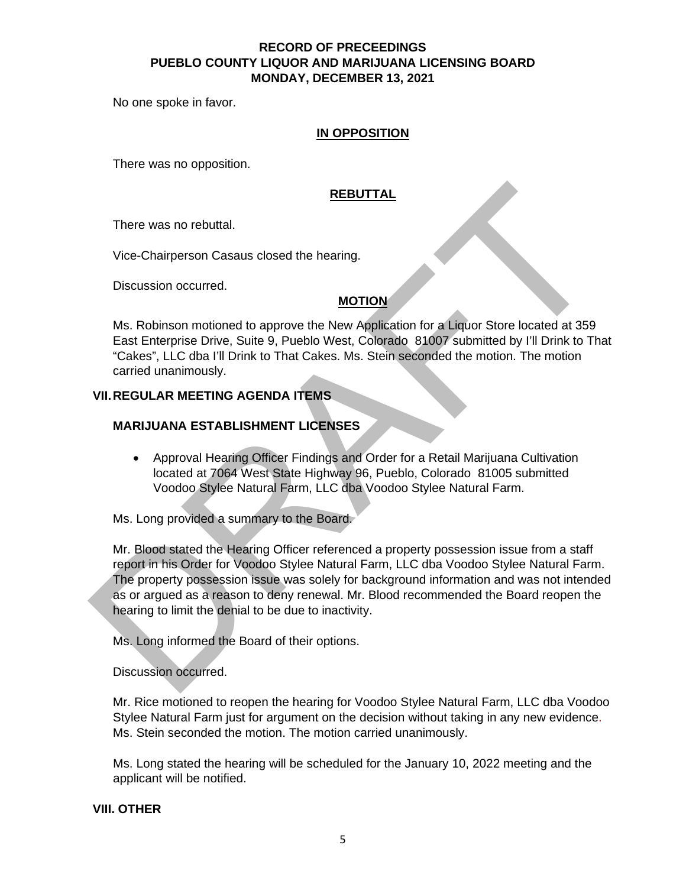No one spoke in favor.

**IN OPPOSITION**

There was no opposition.

**REBUTTAL**

There was no rebuttal.

Vice-Chairperson Casaus closed the hearing.

Discussion occurred.

**MOTION**

Ms. Robinson motioned to approve the New Application for a Liquor Store located at 359 East Enterprise Drive, Suite 9, Pueblo West, Colorado 81007 submitted by I'll Drink to That "Cakes", LLC dba I'll Drink to That Cakes. Ms. Stein seconded the motion. The motion carried unanimously.

## VII. REGULAR MEETING AGENDA ITEMS

### MARIJUANA ESTABLISHMENT LICENSES

- Approval Hearing Officer Findings and Order for a Retail Marijuana Cultivation located at 7064 West State Highway 96, Pueblo, Colorado 81005 submitted Voodoo Stylee Natural Farm, LLC dba Voodoo Stylee Natural Farm.

Ms. Long provided a summary to the Board.

Mr. Blood stated the Hearing Officer referenced a property possession issue from a staff report in his Order for Voodoo Stylee Natural Farm, LLC dba Voodoo Stylee Natural Farm. The property possession issue was solely for background information and was not intended as or argued as a reason to deny renewal. Mr. Blood recommended the Board reopen the hearing to limit the denial to be due to inactivity.

Ms. Long informed the Board of their options.

Discussion occurred.

Mr. Rice motioned to reopen the hearing for Voodoo Stylee Natural Farm, LLC dba Voodoo Stylee Natural Farm just for argument on the decision without taking in any new evidence. Ms. Stein seconded the motion. The motion carried unanimously.

Ms. Long stated the hearing will be scheduled for the January 10, 2022 meeting and the applicant will be notified.

## VIII. OTHER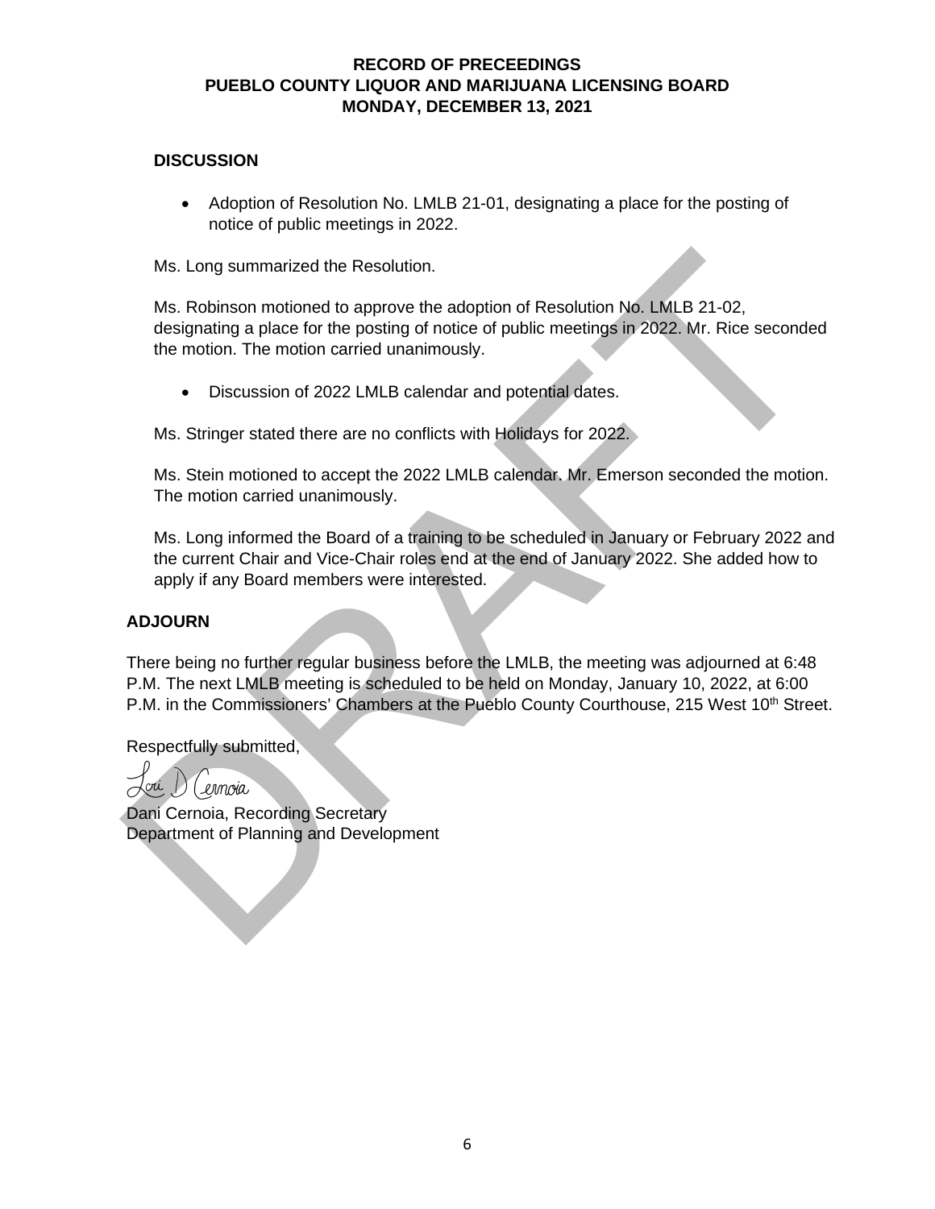**RECORD OF PRECEEDINGS**
**PUEBLO COUNTY LIQUOR AND MARIJUANA LICENSING BOARD**
**MONDAY, DECEMBER 13, 2021**

### DISCUSSION

- Adoption of Resolution No. LMLB 21-01, designating a place for the posting of notice of public meetings in 2022.

Ms. Long summarized the Resolution.

Ms. Robinson motioned to approve the adoption of Resolution No. LMLB 21-02, designating a place for the posting of notice of public meetings in 2022. Mr. Rice seconded the motion. The motion carried unanimously.

- Discussion of 2022 LMLB calendar and potential dates.

Ms. Stringer stated there are no conflicts with Holidays for 2022.

Ms. Stein motioned to accept the 2022 LMLB calendar. Mr. Emerson seconded the motion. The motion carried unanimously.

Ms. Long informed the Board of a training to be scheduled in January or February 2022 and the current Chair and Vice-Chair roles end at the end of January 2022. She added how to apply if any Board members were interested.

### ADJOURN

There being no further regular business before the LMLB, the meeting was adjourned at 6:48 P.M. The next LMLB meeting is scheduled to be held on Monday, January 10, 2022, at 6:00 P.M. in the Commissioners' Chambers at the Pueblo County Courthouse, 215 West 10th Street.

Respectfully submitted,

Lori D Cernoia

Dani Cernoia, Recording Secretary
Department of Planning and Development

DRAFT